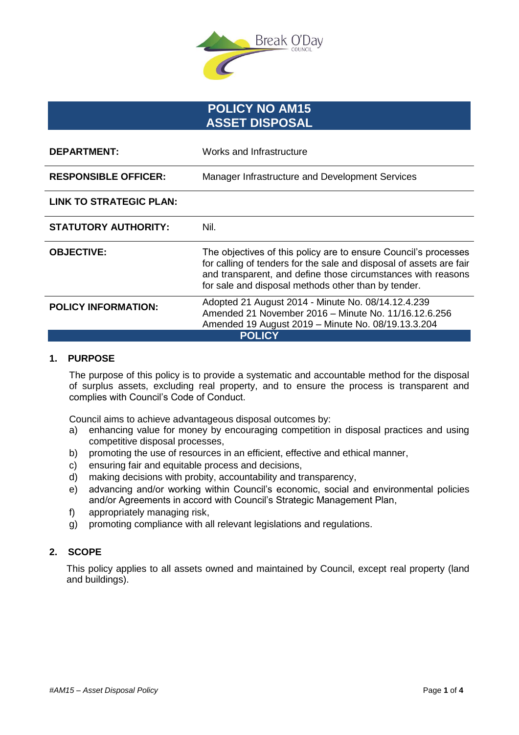# POLICY NO AM15
# ASSET DISPOSAL

| | |
|---|---|
| **DEPARTMENT:** | Works and Infrastructure |
| **RESPONSIBLE OFFICER:** | Manager Infrastructure and Development Services |
| **LINK TO STRATEGIC PLAN:** | |
| **STATUTORY AUTHORITY:** | Nil. |
| **OBJECTIVE:** | The objectives of this policy are to ensure Council's processes for calling of tenders for the sale and disposal of assets are fair and transparent, and define those circumstances with reasons for sale and disposal methods other than by tender. |
| **POLICY INFORMATION:** | Adopted 21 August 2014 - Minute No. 08/14.12.4.239<br>Amended 21 November 2016 – Minute No. 11/16.12.6.256<br>Amended 19 August 2019 – Minute No. 08/19.13.3.204 |

## POLICY

### 1. PURPOSE

The purpose of this policy is to provide a systematic and accountable method for the disposal of surplus assets, excluding real property, and to ensure the process is transparent and complies with Council's Code of Conduct.

Council aims to achieve advantageous disposal outcomes by:

a) enhancing value for money by encouraging competition in disposal practices and using competitive disposal processes,
b) promoting the use of resources in an efficient, effective and ethical manner,
c) ensuring fair and equitable process and decisions,
d) making decisions with probity, accountability and transparency,
e) advancing and/or working within Council's economic, social and environmental policies and/or Agreements in accord with Council's Strategic Management Plan,
f) appropriately managing risk,
g) promoting compliance with all relevant legislations and regulations.

### 2. SCOPE

This policy applies to all assets owned and maintained by Council, except real property (land and buildings).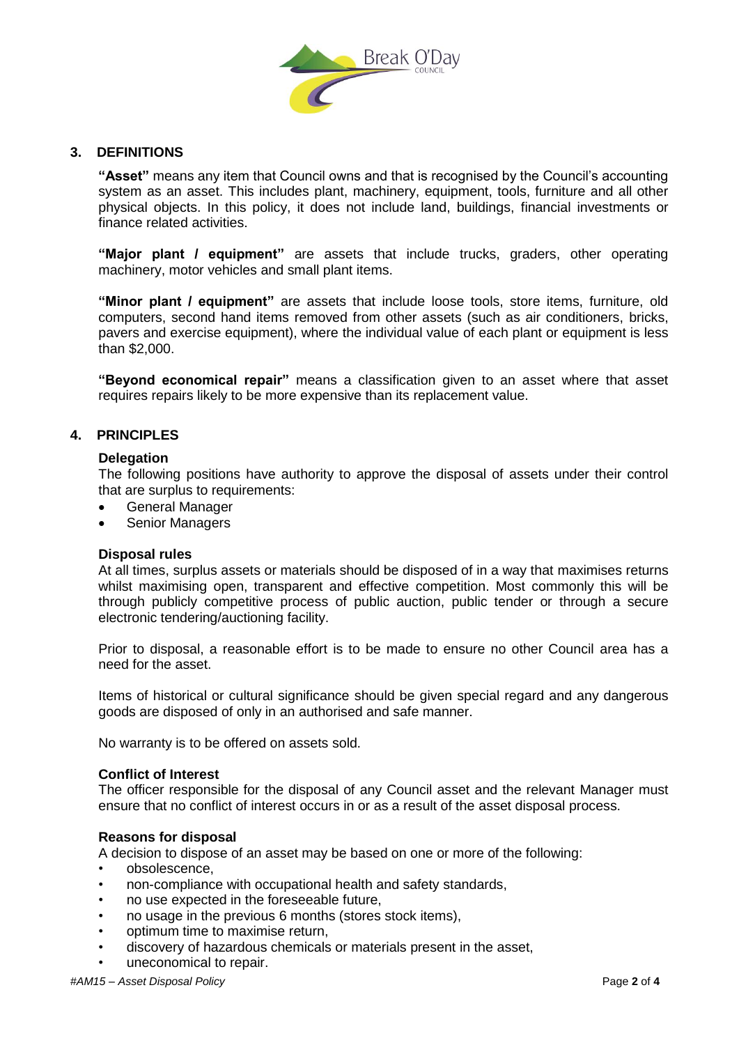## 3. DEFINITIONS

**"Asset"** means any item that Council owns and that is recognised by the Council's accounting system as an asset. This includes plant, machinery, equipment, tools, furniture and all other physical objects. In this policy, it does not include land, buildings, financial investments or finance related activities.

**"Major plant / equipment"** are assets that include trucks, graders, other operating machinery, motor vehicles and small plant items.

**"Minor plant / equipment"** are assets that include loose tools, store items, furniture, old computers, second hand items removed from other assets (such as air conditioners, bricks, pavers and exercise equipment), where the individual value of each plant or equipment is less than $2,000.

**"Beyond economical repair"** means a classification given to an asset where that asset requires repairs likely to be more expensive than its replacement value.

## 4. PRINCIPLES

### Delegation

The following positions have authority to approve the disposal of assets under their control that are surplus to requirements:

- General Manager
- Senior Managers

### Disposal rules

At all times, surplus assets or materials should be disposed of in a way that maximises returns whilst maximising open, transparent and effective competition. Most commonly this will be through publicly competitive process of public auction, public tender or through a secure electronic tendering/auctioning facility.

Prior to disposal, a reasonable effort is to be made to ensure no other Council area has a need for the asset.

Items of historical or cultural significance should be given special regard and any dangerous goods are disposed of only in an authorised and safe manner.

No warranty is to be offered on assets sold.

### Conflict of Interest

The officer responsible for the disposal of any Council asset and the relevant Manager must ensure that no conflict of interest occurs in or as a result of the asset disposal process.

### Reasons for disposal

A decision to dispose of an asset may be based on one or more of the following:

- obsolescence,
- non-compliance with occupational health and safety standards,
- no use expected in the foreseeable future,
- no usage in the previous 6 months (stores stock items),
- optimum time to maximise return,
- discovery of hazardous chemicals or materials present in the asset,
- uneconomical to repair.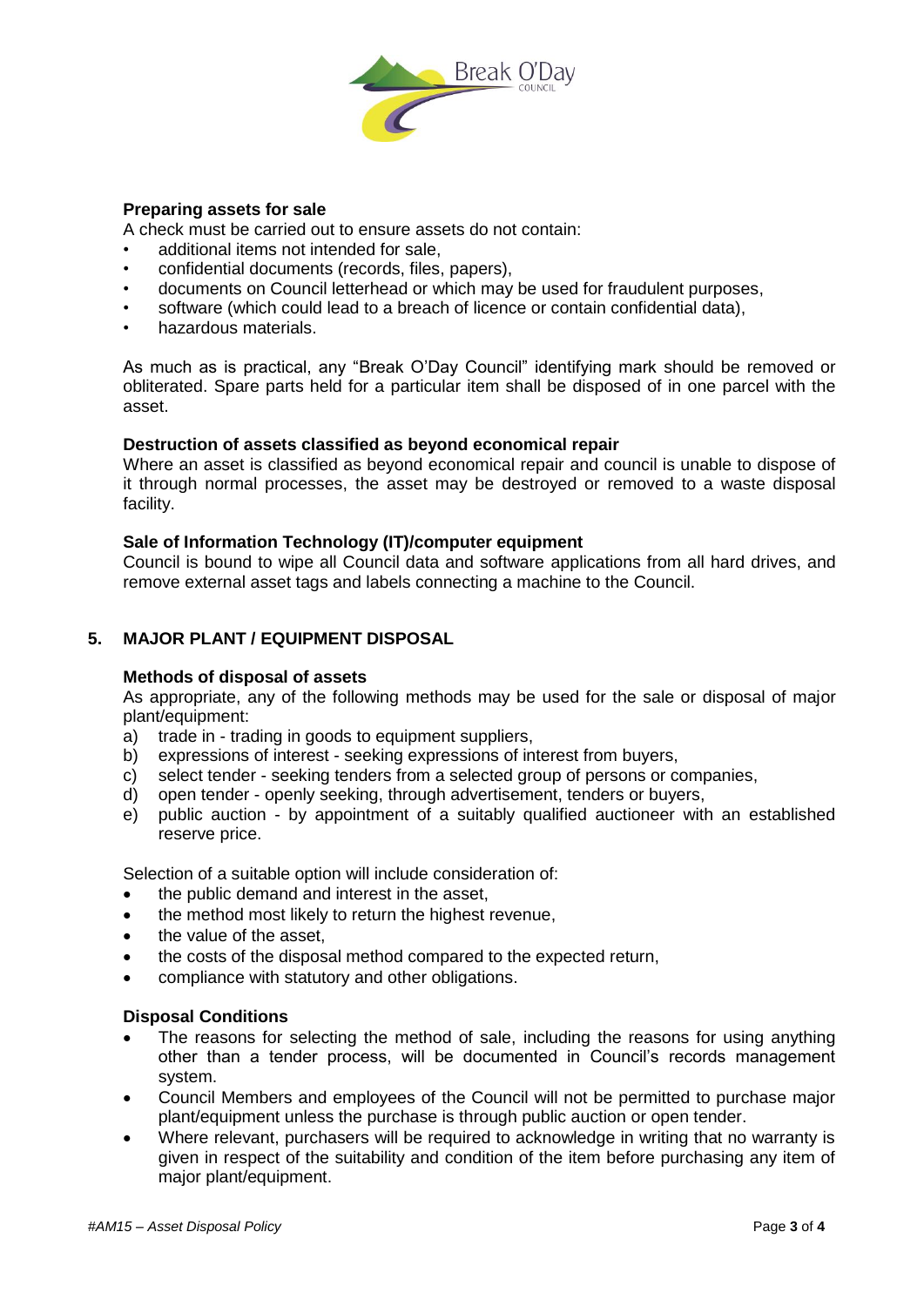### Preparing assets for sale

A check must be carried out to ensure assets do not contain:

- additional items not intended for sale,
- confidential documents (records, files, papers),
- documents on Council letterhead or which may be used for fraudulent purposes,
- software (which could lead to a breach of licence or contain confidential data),
- hazardous materials.

As much as is practical, any "Break O'Day Council" identifying mark should be removed or obliterated. Spare parts held for a particular item shall be disposed of in one parcel with the asset.

### Destruction of assets classified as beyond economical repair

Where an asset is classified as beyond economical repair and council is unable to dispose of it through normal processes, the asset may be destroyed or removed to a waste disposal facility.

### Sale of Information Technology (IT)/computer equipment

Council is bound to wipe all Council data and software applications from all hard drives, and remove external asset tags and labels connecting a machine to the Council.

## 5. MAJOR PLANT / EQUIPMENT DISPOSAL

### Methods of disposal of assets

As appropriate, any of the following methods may be used for the sale or disposal of major plant/equipment:

a) trade in - trading in goods to equipment suppliers,
b) expressions of interest - seeking expressions of interest from buyers,
c) select tender - seeking tenders from a selected group of persons or companies,
d) open tender - openly seeking, through advertisement, tenders or buyers,
e) public auction - by appointment of a suitably qualified auctioneer with an established reserve price.

Selection of a suitable option will include consideration of:

- the public demand and interest in the asset,
- the method most likely to return the highest revenue,
- the value of the asset,
- the costs of the disposal method compared to the expected return,
- compliance with statutory and other obligations.

### Disposal Conditions

- The reasons for selecting the method of sale, including the reasons for using anything other than a tender process, will be documented in Council's records management system.
- Council Members and employees of the Council will not be permitted to purchase major plant/equipment unless the purchase is through public auction or open tender.
- Where relevant, purchasers will be required to acknowledge in writing that no warranty is given in respect of the suitability and condition of the item before purchasing any item of major plant/equipment.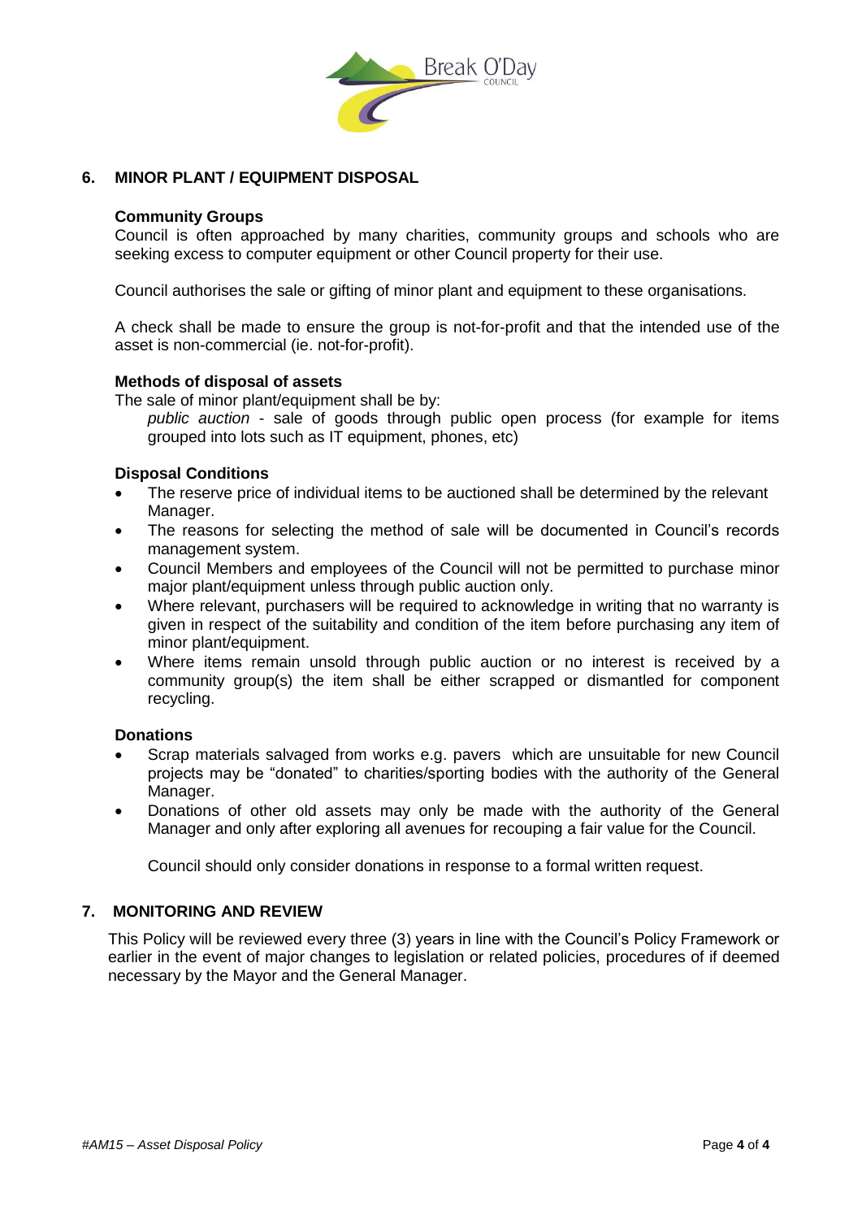## 6. MINOR PLANT / EQUIPMENT DISPOSAL

### Community Groups

Council is often approached by many charities, community groups and schools who are seeking excess to computer equipment or other Council property for their use.

Council authorises the sale or gifting of minor plant and equipment to these organisations.

A check shall be made to ensure the group is not-for-profit and that the intended use of the asset is non-commercial (ie. not-for-profit).

### Methods of disposal of assets

The sale of minor plant/equipment shall be by:

*public auction* - sale of goods through public open process (for example for items grouped into lots such as IT equipment, phones, etc)

### Disposal Conditions

- The reserve price of individual items to be auctioned shall be determined by the relevant Manager.
- The reasons for selecting the method of sale will be documented in Council's records management system.
- Council Members and employees of the Council will not be permitted to purchase minor major plant/equipment unless through public auction only.
- Where relevant, purchasers will be required to acknowledge in writing that no warranty is given in respect of the suitability and condition of the item before purchasing any item of minor plant/equipment.
- Where items remain unsold through public auction or no interest is received by a community group(s) the item shall be either scrapped or dismantled for component recycling.

### Donations

- Scrap materials salvaged from works e.g. pavers which are unsuitable for new Council projects may be "donated" to charities/sporting bodies with the authority of the General Manager.
- Donations of other old assets may only be made with the authority of the General Manager and only after exploring all avenues for recouping a fair value for the Council.

  Council should only consider donations in response to a formal written request.

## 7. MONITORING AND REVIEW

This Policy will be reviewed every three (3) years in line with the Council's Policy Framework or earlier in the event of major changes to legislation or related policies, procedures of if deemed necessary by the Mayor and the General Manager.